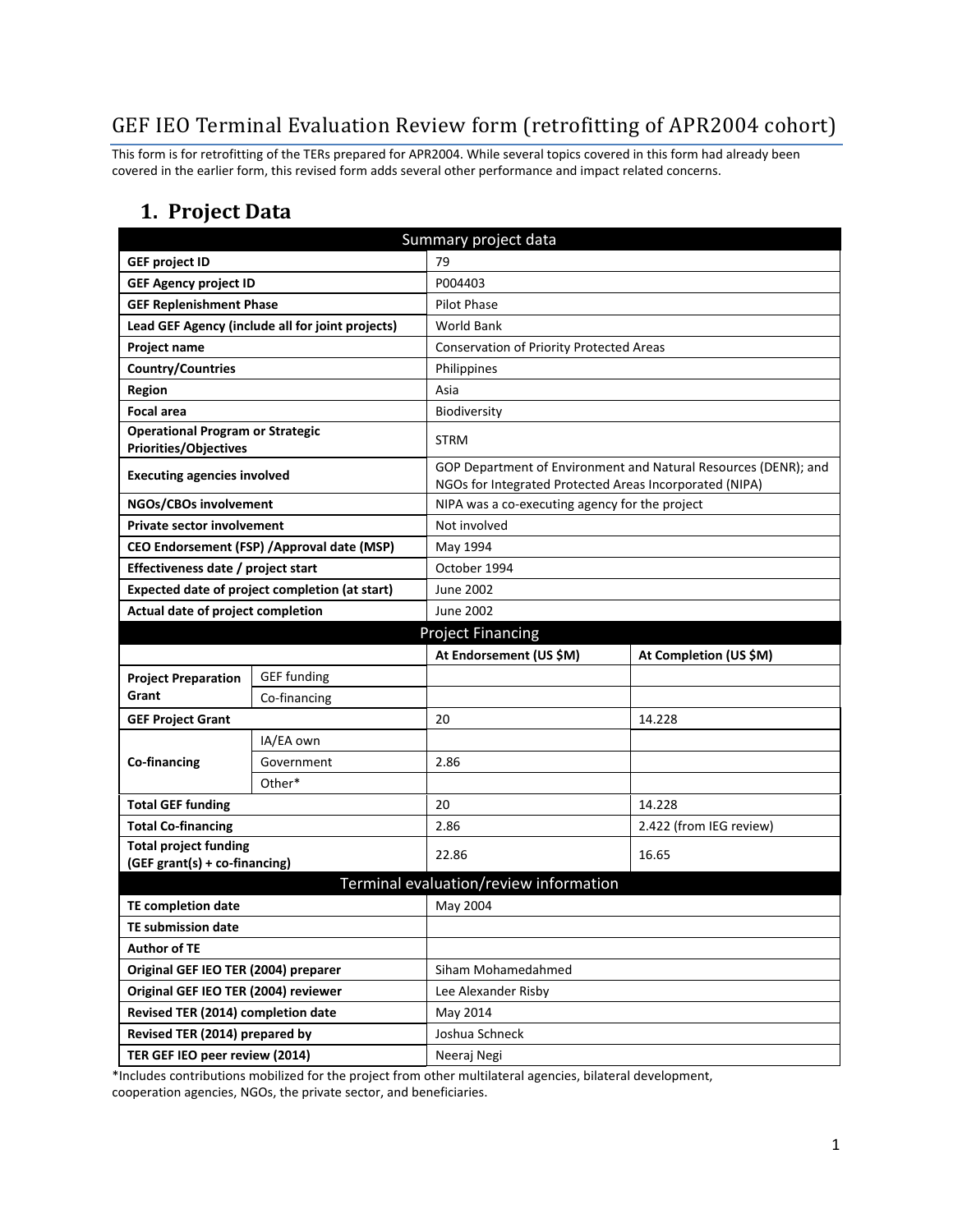# GEF IEO Terminal Evaluation Review form (retrofitting of APR2004 cohort)

This form is for retrofitting of the TERs prepared for APR2004. While several topics covered in this form had already been covered in the earlier form, this revised form adds several other performance and impact related concerns.

## 1. Project Data

| Summary project data | | | |
|---|---|---|---|
| **GEF project ID** | | 79 | |
| **GEF Agency project ID** | | P004403 | |
| **GEF Replenishment Phase** | | Pilot Phase | |
| **Lead GEF Agency (include all for joint projects)** | | World Bank | |
| **Project name** | | Conservation of Priority Protected Areas | |
| **Country/Countries** | | Philippines | |
| **Region** | | Asia | |
| **Focal area** | | Biodiversity | |
| **Operational Program or Strategic Priorities/Objectives** | | STRM | |
| **Executing agencies involved** | | GOP Department of Environment and Natural Resources (DENR); and NGOs for Integrated Protected Areas Incorporated (NIPA) | |
| **NGOs/CBOs involvement** | | NIPA was a co-executing agency for the project | |
| **Private sector involvement** | | Not involved | |
| **CEO Endorsement (FSP) /Approval date (MSP)** | | May 1994 | |
| **Effectiveness date / project start** | | October 1994 | |
| **Expected date of project completion (at start)** | | June 2002 | |
| **Actual date of project completion** | | June 2002 | |
| **Project Financing** | | | |
| | | **At Endorsement (US $M)** | **At Completion (US $M)** |
| **Project Preparation Grant** | GEF funding | | |
| | Co-financing | | |
| **GEF Project Grant** | | 20 | 14.228 |
| **Co-financing** | IA/EA own | | |
| | Government | 2.86 | |
| | Other* | | |
| **Total GEF funding** | | 20 | 14.228 |
| **Total Co-financing** | | 2.86 | 2.422 (from IEG review) |
| **Total project funding (GEF grant(s) + co-financing)** | | 22.86 | 16.65 |
| **Terminal evaluation/review information** | | | |
| **TE completion date** | | May 2004 | |
| **TE submission date** | | | |
| **Author of TE** | | | |
| **Original GEF IEO TER (2004) preparer** | | Siham Mohamedahmed | |
| **Original GEF IEO TER (2004) reviewer** | | Lee Alexander Risby | |
| **Revised TER (2014) completion date** | | May 2014 | |
| **Revised TER (2014) prepared by** | | Joshua Schneck | |
| **TER GEF IEO peer review (2014)** | | Neeraj Negi | |

*Includes contributions mobilized for the project from other multilateral agencies, bilateral development, cooperation agencies, NGOs, the private sector, and beneficiaries.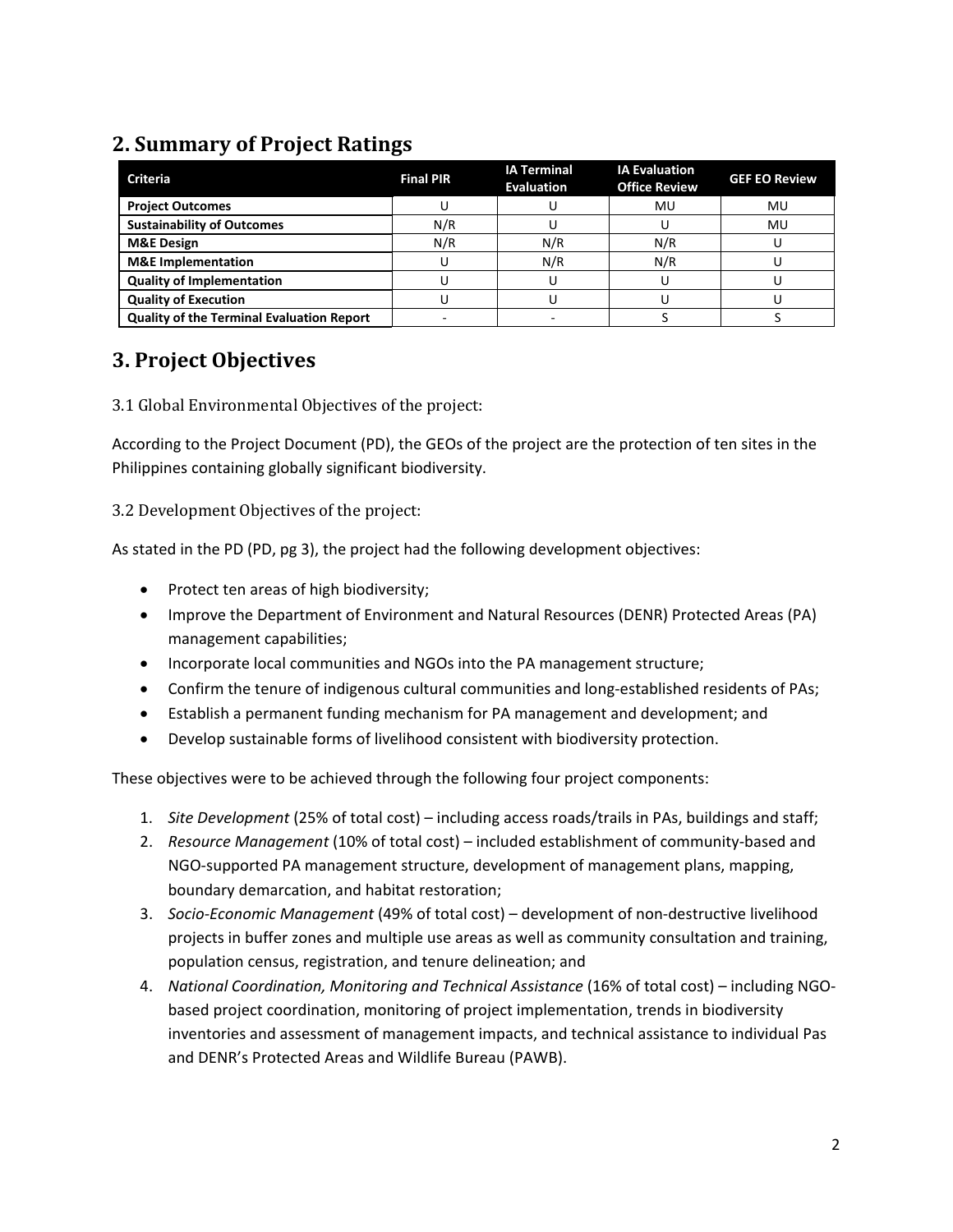## 2. Summary of Project Ratings

| Criteria | Final PIR | IA Terminal Evaluation | IA Evaluation Office Review | GEF EO Review |
|---|---|---|---|---|
| **Project Outcomes** | U | U | MU | MU |
| **Sustainability of Outcomes** | N/R | U | U | MU |
| **M&E Design** | N/R | N/R | N/R | U |
| **M&E Implementation** | U | N/R | N/R | U |
| **Quality of Implementation** | U | U | U | U |
| **Quality of Execution** | U | U | U | U |
| **Quality of the Terminal Evaluation Report** | - | - | S | S |

## 3. Project Objectives

### 3.1 Global Environmental Objectives of the project:

According to the Project Document (PD), the GEOs of the project are the protection of ten sites in the Philippines containing globally significant biodiversity.

### 3.2 Development Objectives of the project:

As stated in the PD (PD, pg 3), the project had the following development objectives:

- Protect ten areas of high biodiversity;
- Improve the Department of Environment and Natural Resources (DENR) Protected Areas (PA) management capabilities;
- Incorporate local communities and NGOs into the PA management structure;
- Confirm the tenure of indigenous cultural communities and long-established residents of PAs;
- Establish a permanent funding mechanism for PA management and development; and
- Develop sustainable forms of livelihood consistent with biodiversity protection.

These objectives were to be achieved through the following four project components:

1. *Site Development* (25% of total cost) – including access roads/trails in PAs, buildings and staff;
2. *Resource Management* (10% of total cost) – included establishment of community-based and NGO-supported PA management structure, development of management plans, mapping, boundary demarcation, and habitat restoration;
3. *Socio-Economic Management* (49% of total cost) – development of non-destructive livelihood projects in buffer zones and multiple use areas as well as community consultation and training, population census, registration, and tenure delineation; and
4. *National Coordination, Monitoring and Technical Assistance* (16% of total cost) – including NGO-based project coordination, monitoring of project implementation, trends in biodiversity inventories and assessment of management impacts, and technical assistance to individual Pas and DENR's Protected Areas and Wildlife Bureau (PAWB).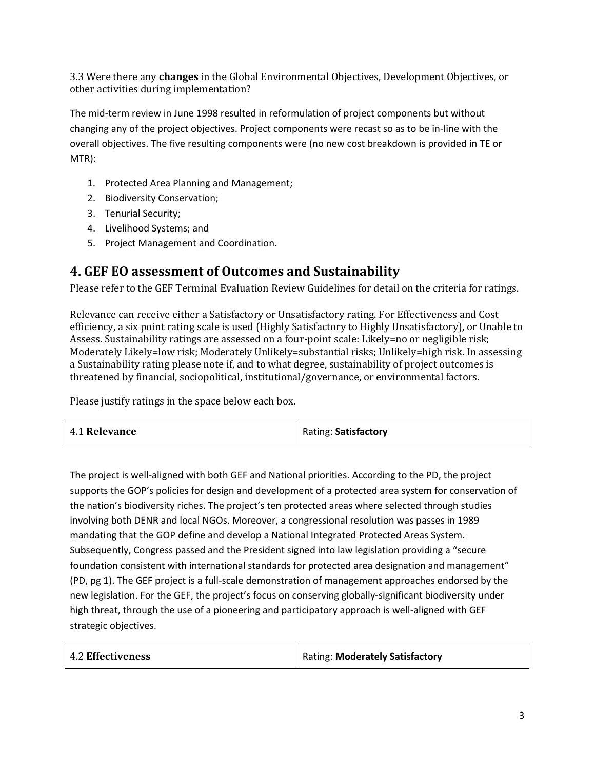3.3 Were there any **changes** in the Global Environmental Objectives, Development Objectives, or other activities during implementation?

The mid-term review in June 1998 resulted in reformulation of project components but without changing any of the project objectives. Project components were recast so as to be in-line with the overall objectives. The five resulting components were (no new cost breakdown is provided in TE or MTR):

1. Protected Area Planning and Management;
2. Biodiversity Conservation;
3. Tenurial Security;
4. Livelihood Systems; and
5. Project Management and Coordination.

## 4. GEF EO assessment of Outcomes and Sustainability

Please refer to the GEF Terminal Evaluation Review Guidelines for detail on the criteria for ratings.

Relevance can receive either a Satisfactory or Unsatisfactory rating. For Effectiveness and Cost efficiency, a six point rating scale is used (Highly Satisfactory to Highly Unsatisfactory), or Unable to Assess. Sustainability ratings are assessed on a four-point scale: Likely=no or negligible risk; Moderately Likely=low risk; Moderately Unlikely=substantial risks; Unlikely=high risk. In assessing a Sustainability rating please note if, and to what degree, sustainability of project outcomes is threatened by financial, sociopolitical, institutional/governance, or environmental factors.

Please justify ratings in the space below each box.

| 4.1 **Relevance** | Rating: **Satisfactory** |
| --- | --- |

The project is well-aligned with both GEF and National priorities. According to the PD, the project supports the GOP's policies for design and development of a protected area system for conservation of the nation's biodiversity riches. The project's ten protected areas where selected through studies involving both DENR and local NGOs. Moreover, a congressional resolution was passes in 1989 mandating that the GOP define and develop a National Integrated Protected Areas System. Subsequently, Congress passed and the President signed into law legislation providing a "secure foundation consistent with international standards for protected area designation and management" (PD, pg 1). The GEF project is a full-scale demonstration of management approaches endorsed by the new legislation. For the GEF, the project's focus on conserving globally-significant biodiversity under high threat, through the use of a pioneering and participatory approach is well-aligned with GEF strategic objectives.

| 4.2 **Effectiveness** | Rating: **Moderately Satisfactory** |
| --- | --- |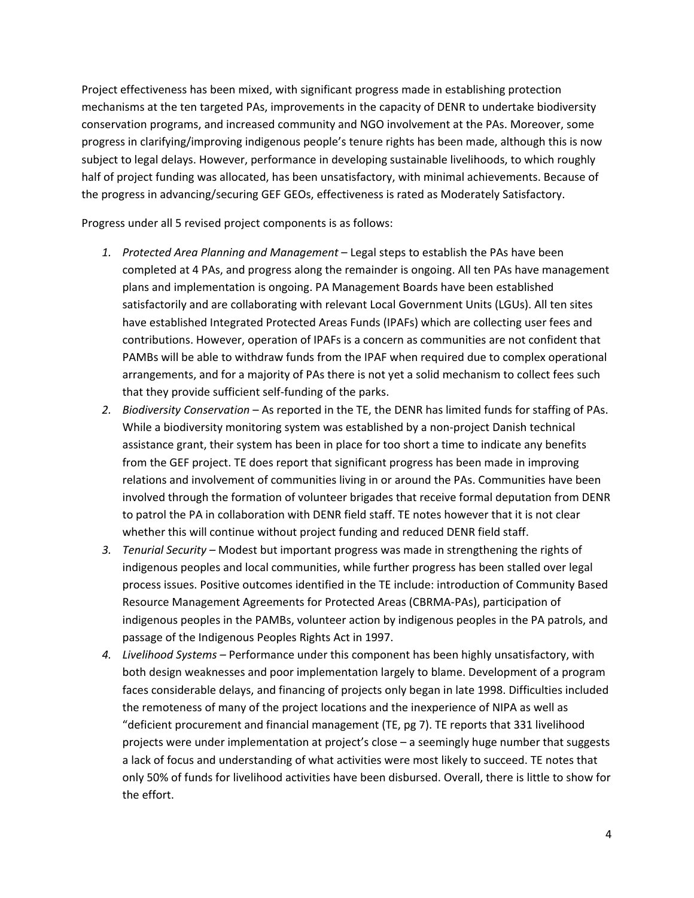Project effectiveness has been mixed, with significant progress made in establishing protection mechanisms at the ten targeted PAs, improvements in the capacity of DENR to undertake biodiversity conservation programs, and increased community and NGO involvement at the PAs. Moreover, some progress in clarifying/improving indigenous people's tenure rights has been made, although this is now subject to legal delays. However, performance in developing sustainable livelihoods, to which roughly half of project funding was allocated, has been unsatisfactory, with minimal achievements. Because of the progress in advancing/securing GEF GEOs, effectiveness is rated as Moderately Satisfactory.

Progress under all 5 revised project components is as follows:

1. *Protected Area Planning and Management* – Legal steps to establish the PAs have been completed at 4 PAs, and progress along the remainder is ongoing. All ten PAs have management plans and implementation is ongoing. PA Management Boards have been established satisfactorily and are collaborating with relevant Local Government Units (LGUs). All ten sites have established Integrated Protected Areas Funds (IPAFs) which are collecting user fees and contributions. However, operation of IPAFs is a concern as communities are not confident that PAMBs will be able to withdraw funds from the IPAF when required due to complex operational arrangements, and for a majority of PAs there is not yet a solid mechanism to collect fees such that they provide sufficient self-funding of the parks.
2. *Biodiversity Conservation* – As reported in the TE, the DENR has limited funds for staffing of PAs. While a biodiversity monitoring system was established by a non-project Danish technical assistance grant, their system has been in place for too short a time to indicate any benefits from the GEF project. TE does report that significant progress has been made in improving relations and involvement of communities living in or around the PAs. Communities have been involved through the formation of volunteer brigades that receive formal deputation from DENR to patrol the PA in collaboration with DENR field staff. TE notes however that it is not clear whether this will continue without project funding and reduced DENR field staff.
3. *Tenurial Security* – Modest but important progress was made in strengthening the rights of indigenous peoples and local communities, while further progress has been stalled over legal process issues. Positive outcomes identified in the TE include: introduction of Community Based Resource Management Agreements for Protected Areas (CBRMA-PAs), participation of indigenous peoples in the PAMBs, volunteer action by indigenous peoples in the PA patrols, and passage of the Indigenous Peoples Rights Act in 1997.
4. *Livelihood Systems* – Performance under this component has been highly unsatisfactory, with both design weaknesses and poor implementation largely to blame. Development of a program faces considerable delays, and financing of projects only began in late 1998. Difficulties included the remoteness of many of the project locations and the inexperience of NIPA as well as "deficient procurement and financial management (TE, pg 7). TE reports that 331 livelihood projects were under implementation at project's close – a seemingly huge number that suggests a lack of focus and understanding of what activities were most likely to succeed. TE notes that only 50% of funds for livelihood activities have been disbursed. Overall, there is little to show for the effort.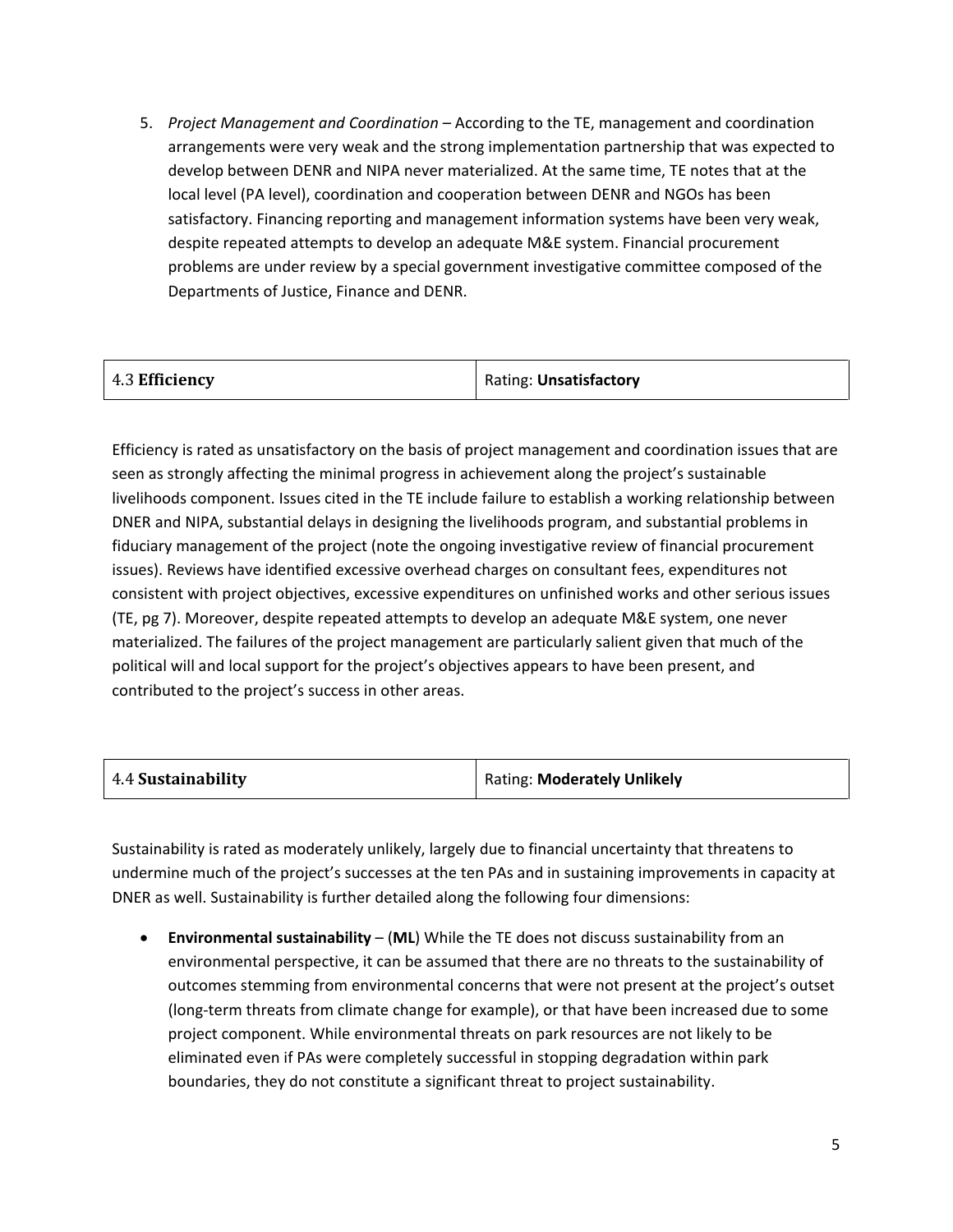5. *Project Management and Coordination* – According to the TE, management and coordination arrangements were very weak and the strong implementation partnership that was expected to develop between DENR and NIPA never materialized. At the same time, TE notes that at the local level (PA level), coordination and cooperation between DENR and NGOs has been satisfactory. Financing reporting and management information systems have been very weak, despite repeated attempts to develop an adequate M&E system. Financial procurement problems are under review by a special government investigative committee composed of the Departments of Justice, Finance and DENR.

| 4.3 **Efficiency** | Rating: **Unsatisfactory** |
|---|---|

Efficiency is rated as unsatisfactory on the basis of project management and coordination issues that are seen as strongly affecting the minimal progress in achievement along the project's sustainable livelihoods component. Issues cited in the TE include failure to establish a working relationship between DNER and NIPA, substantial delays in designing the livelihoods program, and substantial problems in fiduciary management of the project (note the ongoing investigative review of financial procurement issues). Reviews have identified excessive overhead charges on consultant fees, expenditures not consistent with project objectives, excessive expenditures on unfinished works and other serious issues (TE, pg 7). Moreover, despite repeated attempts to develop an adequate M&E system, one never materialized. The failures of the project management are particularly salient given that much of the political will and local support for the project's objectives appears to have been present, and contributed to the project's success in other areas.

| 4.4 **Sustainability** | Rating: **Moderately Unlikely** |
|---|---|

Sustainability is rated as moderately unlikely, largely due to financial uncertainty that threatens to undermine much of the project's successes at the ten PAs and in sustaining improvements in capacity at DNER as well. Sustainability is further detailed along the following four dimensions:

- **Environmental sustainability** – (**ML**) While the TE does not discuss sustainability from an environmental perspective, it can be assumed that there are no threats to the sustainability of outcomes stemming from environmental concerns that were not present at the project's outset (long-term threats from climate change for example), or that have been increased due to some project component. While environmental threats on park resources are not likely to be eliminated even if PAs were completely successful in stopping degradation within park boundaries, they do not constitute a significant threat to project sustainability.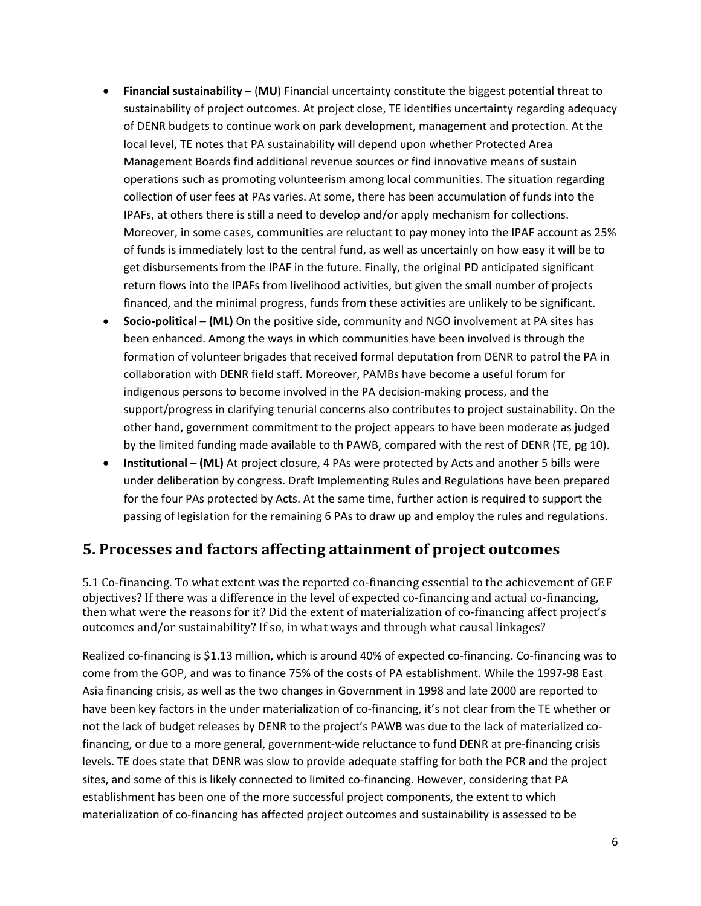- **Financial sustainability** – (**MU**) Financial uncertainty constitute the biggest potential threat to sustainability of project outcomes. At project close, TE identifies uncertainty regarding adequacy of DENR budgets to continue work on park development, management and protection. At the local level, TE notes that PA sustainability will depend upon whether Protected Area Management Boards find additional revenue sources or find innovative means of sustain operations such as promoting volunteerism among local communities. The situation regarding collection of user fees at PAs varies. At some, there has been accumulation of funds into the IPAFs, at others there is still a need to develop and/or apply mechanism for collections. Moreover, in some cases, communities are reluctant to pay money into the IPAF account as 25% of funds is immediately lost to the central fund, as well as uncertainly on how easy it will be to get disbursements from the IPAF in the future. Finally, the original PD anticipated significant return flows into the IPAFs from livelihood activities, but given the small number of projects financed, and the minimal progress, funds from these activities are unlikely to be significant.
- **Socio-political – (ML)** On the positive side, community and NGO involvement at PA sites has been enhanced. Among the ways in which communities have been involved is through the formation of volunteer brigades that received formal deputation from DENR to patrol the PA in collaboration with DENR field staff. Moreover, PAMBs have become a useful forum for indigenous persons to become involved in the PA decision-making process, and the support/progress in clarifying tenurial concerns also contributes to project sustainability. On the other hand, government commitment to the project appears to have been moderate as judged by the limited funding made available to th PAWB, compared with the rest of DENR (TE, pg 10).
- **Institutional – (ML)** At project closure, 4 PAs were protected by Acts and another 5 bills were under deliberation by congress. Draft Implementing Rules and Regulations have been prepared for the four PAs protected by Acts. At the same time, further action is required to support the passing of legislation for the remaining 6 PAs to draw up and employ the rules and regulations.

## 5. Processes and factors affecting attainment of project outcomes

5.1 Co-financing. To what extent was the reported co-financing essential to the achievement of GEF objectives? If there was a difference in the level of expected co-financing and actual co-financing, then what were the reasons for it? Did the extent of materialization of co-financing affect project's outcomes and/or sustainability? If so, in what ways and through what causal linkages?

Realized co-financing is $1.13 million, which is around 40% of expected co-financing. Co-financing was to come from the GOP, and was to finance 75% of the costs of PA establishment. While the 1997-98 East Asia financing crisis, as well as the two changes in Government in 1998 and late 2000 are reported to have been key factors in the under materialization of co-financing, it's not clear from the TE whether or not the lack of budget releases by DENR to the project's PAWB was due to the lack of materialized co-financing, or due to a more general, government-wide reluctance to fund DENR at pre-financing crisis levels. TE does state that DENR was slow to provide adequate staffing for both the PCR and the project sites, and some of this is likely connected to limited co-financing. However, considering that PA establishment has been one of the more successful project components, the extent to which materialization of co-financing has affected project outcomes and sustainability is assessed to be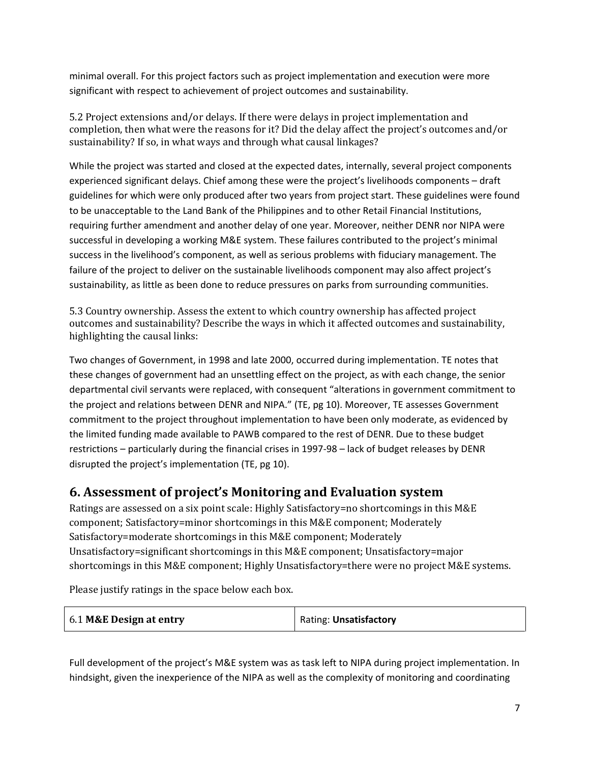minimal overall. For this project factors such as project implementation and execution were more significant with respect to achievement of project outcomes and sustainability.

5.2 Project extensions and/or delays. If there were delays in project implementation and completion, then what were the reasons for it? Did the delay affect the project's outcomes and/or sustainability? If so, in what ways and through what causal linkages?

While the project was started and closed at the expected dates, internally, several project components experienced significant delays. Chief among these were the project's livelihoods components – draft guidelines for which were only produced after two years from project start. These guidelines were found to be unacceptable to the Land Bank of the Philippines and to other Retail Financial Institutions, requiring further amendment and another delay of one year. Moreover, neither DENR nor NIPA were successful in developing a working M&E system. These failures contributed to the project's minimal success in the livelihood's component, as well as serious problems with fiduciary management. The failure of the project to deliver on the sustainable livelihoods component may also affect project's sustainability, as little as been done to reduce pressures on parks from surrounding communities.

5.3 Country ownership. Assess the extent to which country ownership has affected project outcomes and sustainability? Describe the ways in which it affected outcomes and sustainability, highlighting the causal links:

Two changes of Government, in 1998 and late 2000, occurred during implementation. TE notes that these changes of government had an unsettling effect on the project, as with each change, the senior departmental civil servants were replaced, with consequent "alterations in government commitment to the project and relations between DENR and NIPA." (TE, pg 10). Moreover, TE assesses Government commitment to the project throughout implementation to have been only moderate, as evidenced by the limited funding made available to PAWB compared to the rest of DENR. Due to these budget restrictions – particularly during the financial crises in 1997-98 – lack of budget releases by DENR disrupted the project's implementation (TE, pg 10).

## 6. Assessment of project's Monitoring and Evaluation system

Ratings are assessed on a six point scale: Highly Satisfactory=no shortcomings in this M&E component; Satisfactory=minor shortcomings in this M&E component; Moderately Satisfactory=moderate shortcomings in this M&E component; Moderately Unsatisfactory=significant shortcomings in this M&E component; Unsatisfactory=major shortcomings in this M&E component; Highly Unsatisfactory=there were no project M&E systems.

Please justify ratings in the space below each box.

| 6.1 **M&E Design at entry** | Rating: **Unsatisfactory** |
|---|---|

Full development of the project's M&E system was as task left to NIPA during project implementation. In hindsight, given the inexperience of the NIPA as well as the complexity of monitoring and coordinating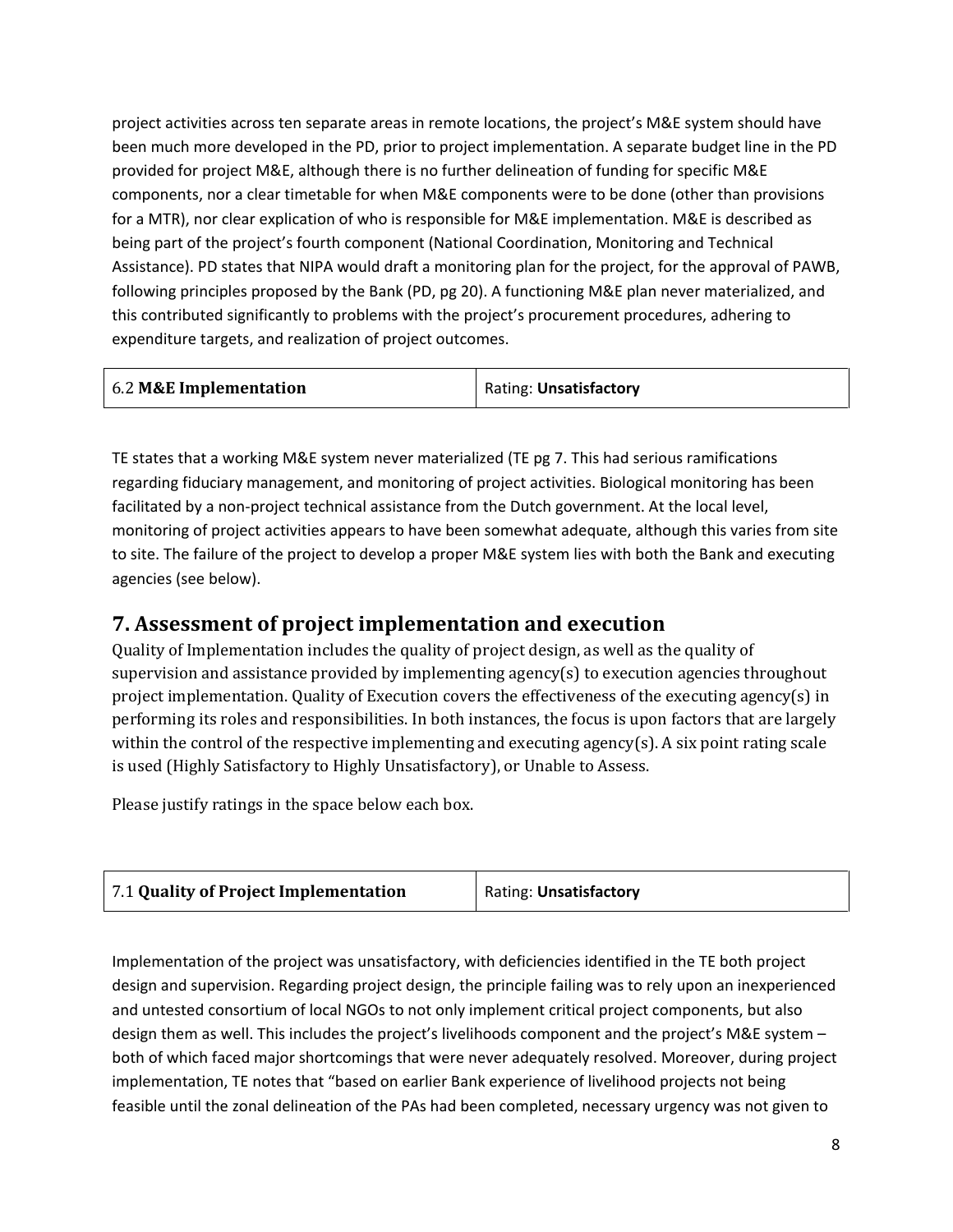project activities across ten separate areas in remote locations, the project's M&E system should have been much more developed in the PD, prior to project implementation. A separate budget line in the PD provided for project M&E, although there is no further delineation of funding for specific M&E components, nor a clear timetable for when M&E components were to be done (other than provisions for a MTR), nor clear explication of who is responsible for M&E implementation. M&E is described as being part of the project's fourth component (National Coordination, Monitoring and Technical Assistance). PD states that NIPA would draft a monitoring plan for the project, for the approval of PAWB, following principles proposed by the Bank (PD, pg 20). A functioning M&E plan never materialized, and this contributed significantly to problems with the project's procurement procedures, adhering to expenditure targets, and realization of project outcomes.

| 6.2 **M&E Implementation** | Rating: **Unsatisfactory** |
|---|---|

TE states that a working M&E system never materialized (TE pg 7. This had serious ramifications regarding fiduciary management, and monitoring of project activities. Biological monitoring has been facilitated by a non-project technical assistance from the Dutch government. At the local level, monitoring of project activities appears to have been somewhat adequate, although this varies from site to site. The failure of the project to develop a proper M&E system lies with both the Bank and executing agencies (see below).

# 7. Assessment of project implementation and execution

Quality of Implementation includes the quality of project design, as well as the quality of supervision and assistance provided by implementing agency(s) to execution agencies throughout project implementation. Quality of Execution covers the effectiveness of the executing agency(s) in performing its roles and responsibilities. In both instances, the focus is upon factors that are largely within the control of the respective implementing and executing agency(s). A six point rating scale is used (Highly Satisfactory to Highly Unsatisfactory), or Unable to Assess.

Please justify ratings in the space below each box.

| 7.1 **Quality of Project Implementation** | Rating: **Unsatisfactory** |
|---|---|

Implementation of the project was unsatisfactory, with deficiencies identified in the TE both project design and supervision. Regarding project design, the principle failing was to rely upon an inexperienced and untested consortium of local NGOs to not only implement critical project components, but also design them as well. This includes the project's livelihoods component and the project's M&E system – both of which faced major shortcomings that were never adequately resolved. Moreover, during project implementation, TE notes that "based on earlier Bank experience of livelihood projects not being feasible until the zonal delineation of the PAs had been completed, necessary urgency was not given to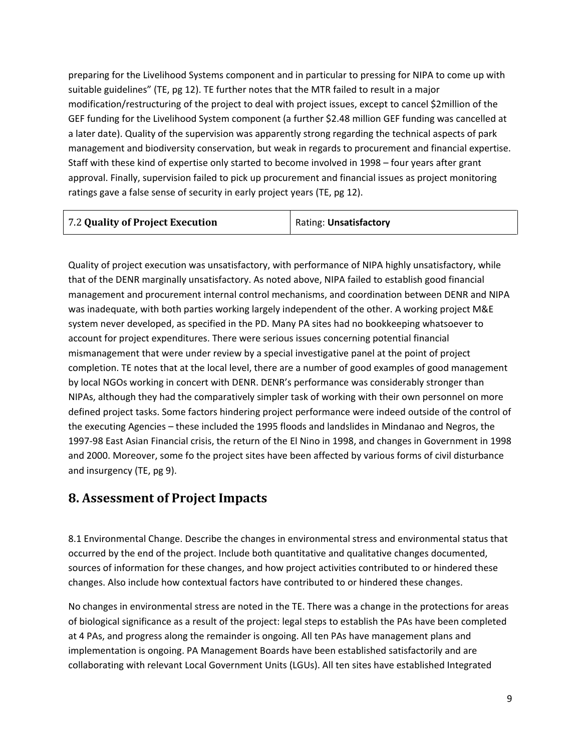preparing for the Livelihood Systems component and in particular to pressing for NIPA to come up with suitable guidelines" (TE, pg 12). TE further notes that the MTR failed to result in a major modification/restructuring of the project to deal with project issues, except to cancel $2million of the GEF funding for the Livelihood System component (a further $2.48 million GEF funding was cancelled at a later date). Quality of the supervision was apparently strong regarding the technical aspects of park management and biodiversity conservation, but weak in regards to procurement and financial expertise. Staff with these kind of expertise only started to become involved in 1998 – four years after grant approval. Finally, supervision failed to pick up procurement and financial issues as project monitoring ratings gave a false sense of security in early project years (TE, pg 12).

| 7.2 **Quality of Project Execution** | Rating: **Unsatisfactory** |
| --- | --- |

Quality of project execution was unsatisfactory, with performance of NIPA highly unsatisfactory, while that of the DENR marginally unsatisfactory. As noted above, NIPA failed to establish good financial management and procurement internal control mechanisms, and coordination between DENR and NIPA was inadequate, with both parties working largely independent of the other. A working project M&E system never developed, as specified in the PD. Many PA sites had no bookkeeping whatsoever to account for project expenditures. There were serious issues concerning potential financial mismanagement that were under review by a special investigative panel at the point of project completion. TE notes that at the local level, there are a number of good examples of good management by local NGOs working in concert with DENR. DENR's performance was considerably stronger than NIPAs, although they had the comparatively simpler task of working with their own personnel on more defined project tasks. Some factors hindering project performance were indeed outside of the control of the executing Agencies – these included the 1995 floods and landslides in Mindanao and Negros, the 1997-98 East Asian Financial crisis, the return of the El Nino in 1998, and changes in Government in 1998 and 2000. Moreover, some fo the project sites have been affected by various forms of civil disturbance and insurgency (TE, pg 9).

## 8. Assessment of Project Impacts

8.1 Environmental Change. Describe the changes in environmental stress and environmental status that occurred by the end of the project. Include both quantitative and qualitative changes documented, sources of information for these changes, and how project activities contributed to or hindered these changes. Also include how contextual factors have contributed to or hindered these changes.

No changes in environmental stress are noted in the TE. There was a change in the protections for areas of biological significance as a result of the project: legal steps to establish the PAs have been completed at 4 PAs, and progress along the remainder is ongoing. All ten PAs have management plans and implementation is ongoing. PA Management Boards have been established satisfactorily and are collaborating with relevant Local Government Units (LGUs). All ten sites have established Integrated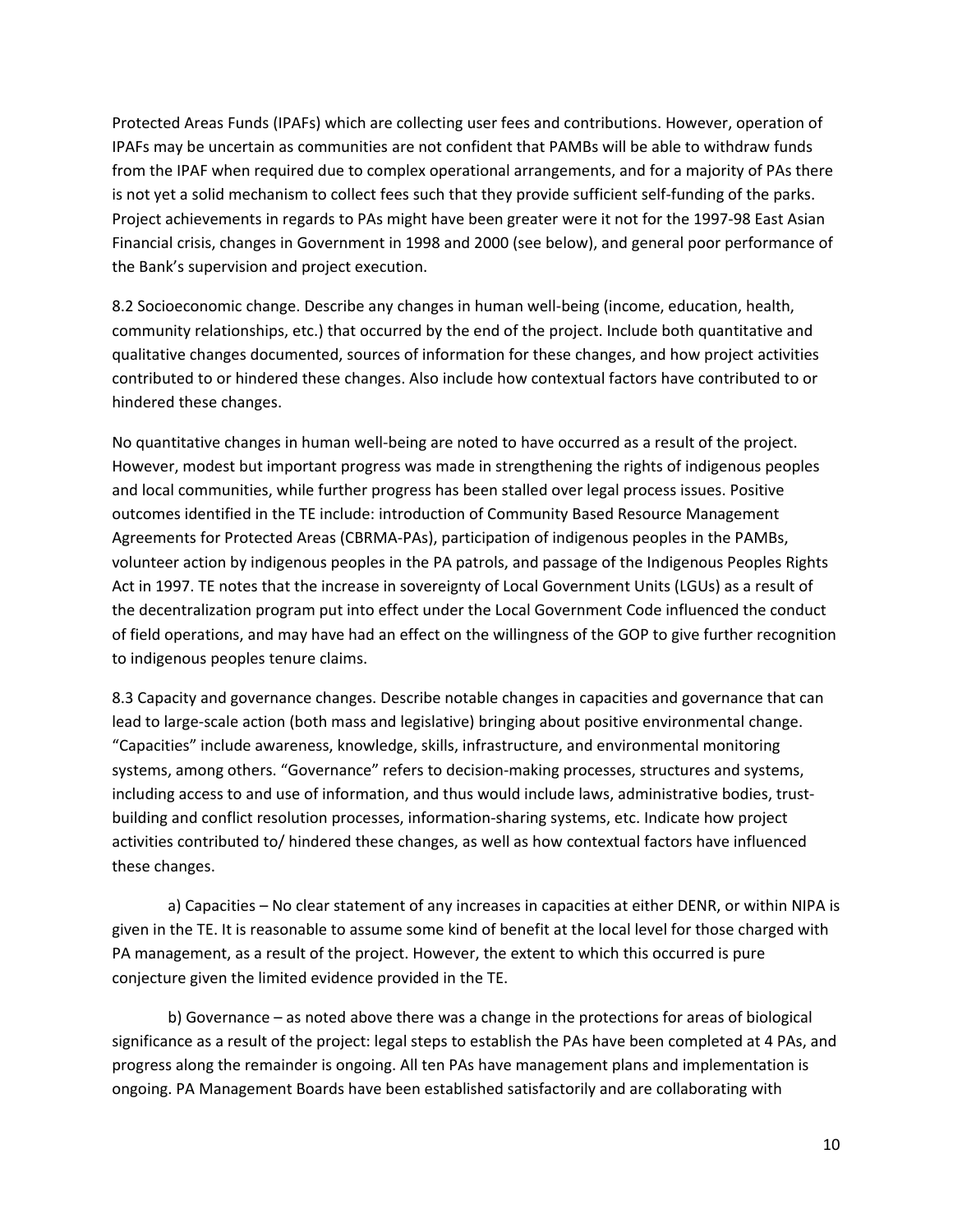Protected Areas Funds (IPAFs) which are collecting user fees and contributions. However, operation of IPAFs may be uncertain as communities are not confident that PAMBs will be able to withdraw funds from the IPAF when required due to complex operational arrangements, and for a majority of PAs there is not yet a solid mechanism to collect fees such that they provide sufficient self-funding of the parks. Project achievements in regards to PAs might have been greater were it not for the 1997-98 East Asian Financial crisis, changes in Government in 1998 and 2000 (see below), and general poor performance of the Bank's supervision and project execution.

8.2 Socioeconomic change. Describe any changes in human well-being (income, education, health, community relationships, etc.) that occurred by the end of the project. Include both quantitative and qualitative changes documented, sources of information for these changes, and how project activities contributed to or hindered these changes. Also include how contextual factors have contributed to or hindered these changes.

No quantitative changes in human well-being are noted to have occurred as a result of the project. However, modest but important progress was made in strengthening the rights of indigenous peoples and local communities, while further progress has been stalled over legal process issues. Positive outcomes identified in the TE include: introduction of Community Based Resource Management Agreements for Protected Areas (CBRMA-PAs), participation of indigenous peoples in the PAMBs, volunteer action by indigenous peoples in the PA patrols, and passage of the Indigenous Peoples Rights Act in 1997. TE notes that the increase in sovereignty of Local Government Units (LGUs) as a result of the decentralization program put into effect under the Local Government Code influenced the conduct of field operations, and may have had an effect on the willingness of the GOP to give further recognition to indigenous peoples tenure claims.

8.3 Capacity and governance changes. Describe notable changes in capacities and governance that can lead to large-scale action (both mass and legislative) bringing about positive environmental change. "Capacities" include awareness, knowledge, skills, infrastructure, and environmental monitoring systems, among others. "Governance" refers to decision-making processes, structures and systems, including access to and use of information, and thus would include laws, administrative bodies, trust-building and conflict resolution processes, information-sharing systems, etc. Indicate how project activities contributed to/ hindered these changes, as well as how contextual factors have influenced these changes.

a) Capacities – No clear statement of any increases in capacities at either DENR, or within NIPA is given in the TE. It is reasonable to assume some kind of benefit at the local level for those charged with PA management, as a result of the project. However, the extent to which this occurred is pure conjecture given the limited evidence provided in the TE.

b) Governance – as noted above there was a change in the protections for areas of biological significance as a result of the project: legal steps to establish the PAs have been completed at 4 PAs, and progress along the remainder is ongoing. All ten PAs have management plans and implementation is ongoing. PA Management Boards have been established satisfactorily and are collaborating with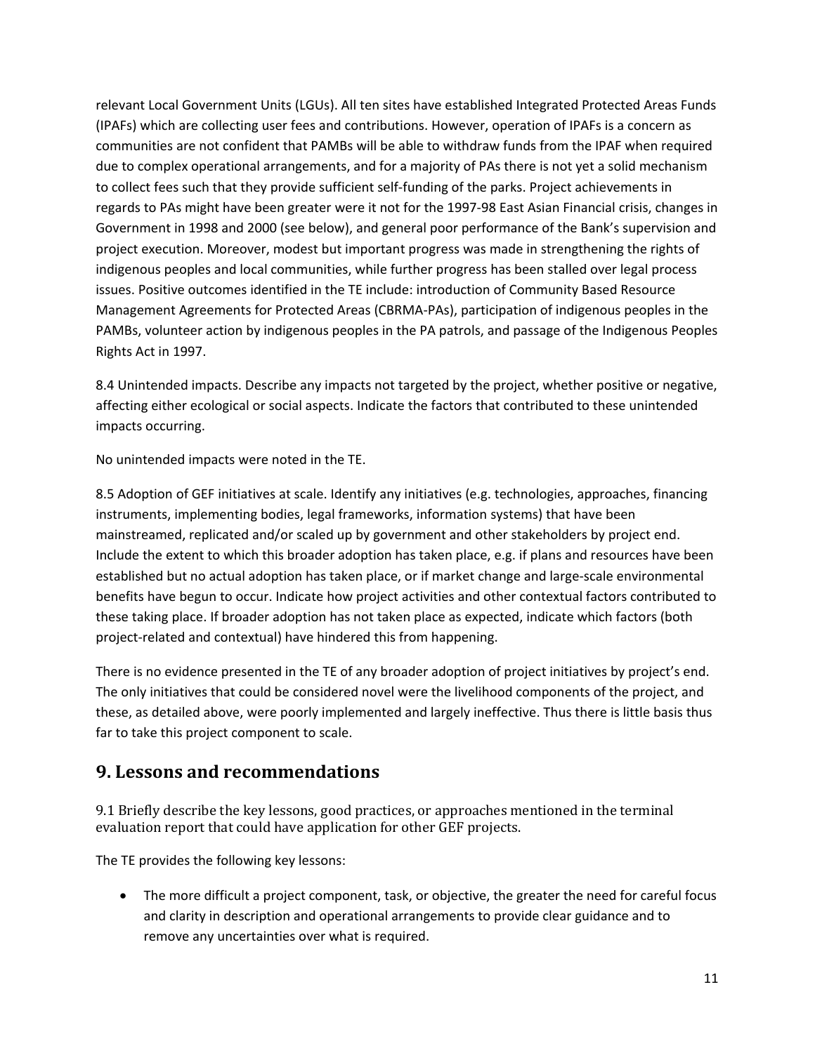relevant Local Government Units (LGUs). All ten sites have established Integrated Protected Areas Funds (IPAFs) which are collecting user fees and contributions. However, operation of IPAFs is a concern as communities are not confident that PAMBs will be able to withdraw funds from the IPAF when required due to complex operational arrangements, and for a majority of PAs there is not yet a solid mechanism to collect fees such that they provide sufficient self-funding of the parks. Project achievements in regards to PAs might have been greater were it not for the 1997-98 East Asian Financial crisis, changes in Government in 1998 and 2000 (see below), and general poor performance of the Bank's supervision and project execution. Moreover, modest but important progress was made in strengthening the rights of indigenous peoples and local communities, while further progress has been stalled over legal process issues. Positive outcomes identified in the TE include: introduction of Community Based Resource Management Agreements for Protected Areas (CBRMA-PAs), participation of indigenous peoples in the PAMBs, volunteer action by indigenous peoples in the PA patrols, and passage of the Indigenous Peoples Rights Act in 1997.

8.4 Unintended impacts. Describe any impacts not targeted by the project, whether positive or negative, affecting either ecological or social aspects. Indicate the factors that contributed to these unintended impacts occurring.

No unintended impacts were noted in the TE.

8.5 Adoption of GEF initiatives at scale. Identify any initiatives (e.g. technologies, approaches, financing instruments, implementing bodies, legal frameworks, information systems) that have been mainstreamed, replicated and/or scaled up by government and other stakeholders by project end. Include the extent to which this broader adoption has taken place, e.g. if plans and resources have been established but no actual adoption has taken place, or if market change and large-scale environmental benefits have begun to occur. Indicate how project activities and other contextual factors contributed to these taking place. If broader adoption has not taken place as expected, indicate which factors (both project-related and contextual) have hindered this from happening.

There is no evidence presented in the TE of any broader adoption of project initiatives by project's end. The only initiatives that could be considered novel were the livelihood components of the project, and these, as detailed above, were poorly implemented and largely ineffective. Thus there is little basis thus far to take this project component to scale.

## 9. Lessons and recommendations

9.1 Briefly describe the key lessons, good practices, or approaches mentioned in the terminal evaluation report that could have application for other GEF projects.

The TE provides the following key lessons:

- The more difficult a project component, task, or objective, the greater the need for careful focus and clarity in description and operational arrangements to provide clear guidance and to remove any uncertainties over what is required.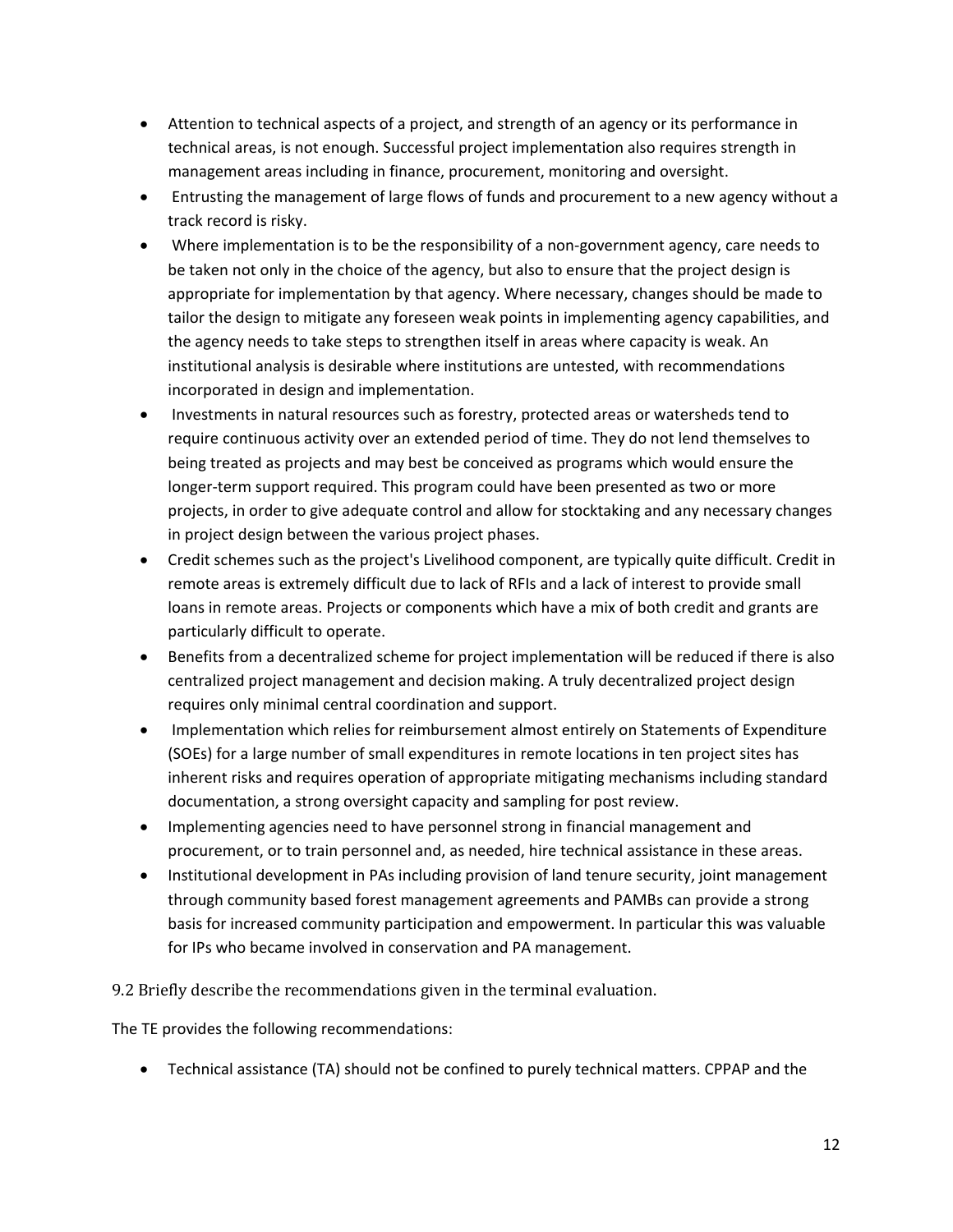- Attention to technical aspects of a project, and strength of an agency or its performance in technical areas, is not enough. Successful project implementation also requires strength in management areas including in finance, procurement, monitoring and oversight.
- Entrusting the management of large flows of funds and procurement to a new agency without a track record is risky.
- Where implementation is to be the responsibility of a non-government agency, care needs to be taken not only in the choice of the agency, but also to ensure that the project design is appropriate for implementation by that agency. Where necessary, changes should be made to tailor the design to mitigate any foreseen weak points in implementing agency capabilities, and the agency needs to take steps to strengthen itself in areas where capacity is weak. An institutional analysis is desirable where institutions are untested, with recommendations incorporated in design and implementation.
- Investments in natural resources such as forestry, protected areas or watersheds tend to require continuous activity over an extended period of time. They do not lend themselves to being treated as projects and may best be conceived as programs which would ensure the longer-term support required. This program could have been presented as two or more projects, in order to give adequate control and allow for stocktaking and any necessary changes in project design between the various project phases.
- Credit schemes such as the project's Livelihood component, are typically quite difficult. Credit in remote areas is extremely difficult due to lack of RFIs and a lack of interest to provide small loans in remote areas. Projects or components which have a mix of both credit and grants are particularly difficult to operate.
- Benefits from a decentralized scheme for project implementation will be reduced if there is also centralized project management and decision making. A truly decentralized project design requires only minimal central coordination and support.
- Implementation which relies for reimbursement almost entirely on Statements of Expenditure (SOEs) for a large number of small expenditures in remote locations in ten project sites has inherent risks and requires operation of appropriate mitigating mechanisms including standard documentation, a strong oversight capacity and sampling for post review.
- Implementing agencies need to have personnel strong in financial management and procurement, or to train personnel and, as needed, hire technical assistance in these areas.
- Institutional development in PAs including provision of land tenure security, joint management through community based forest management agreements and PAMBs can provide a strong basis for increased community participation and empowerment. In particular this was valuable for IPs who became involved in conservation and PA management.

9.2 Briefly describe the recommendations given in the terminal evaluation.

The TE provides the following recommendations:

- Technical assistance (TA) should not be confined to purely technical matters. CPPAP and the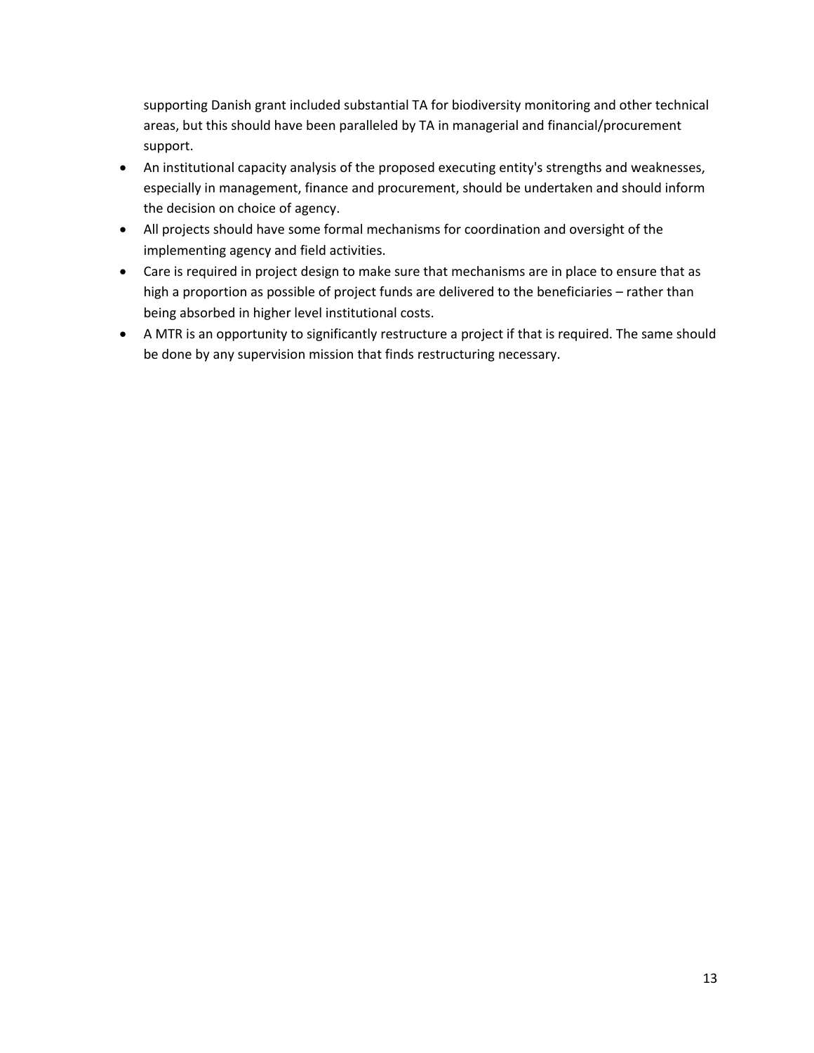supporting Danish grant included substantial TA for biodiversity monitoring and other technical areas, but this should have been paralleled by TA in managerial and financial/procurement support.

- An institutional capacity analysis of the proposed executing entity's strengths and weaknesses, especially in management, finance and procurement, should be undertaken and should inform the decision on choice of agency.
- All projects should have some formal mechanisms for coordination and oversight of the implementing agency and field activities.
- Care is required in project design to make sure that mechanisms are in place to ensure that as high a proportion as possible of project funds are delivered to the beneficiaries – rather than being absorbed in higher level institutional costs.
- A MTR is an opportunity to significantly restructure a project if that is required. The same should be done by any supervision mission that finds restructuring necessary.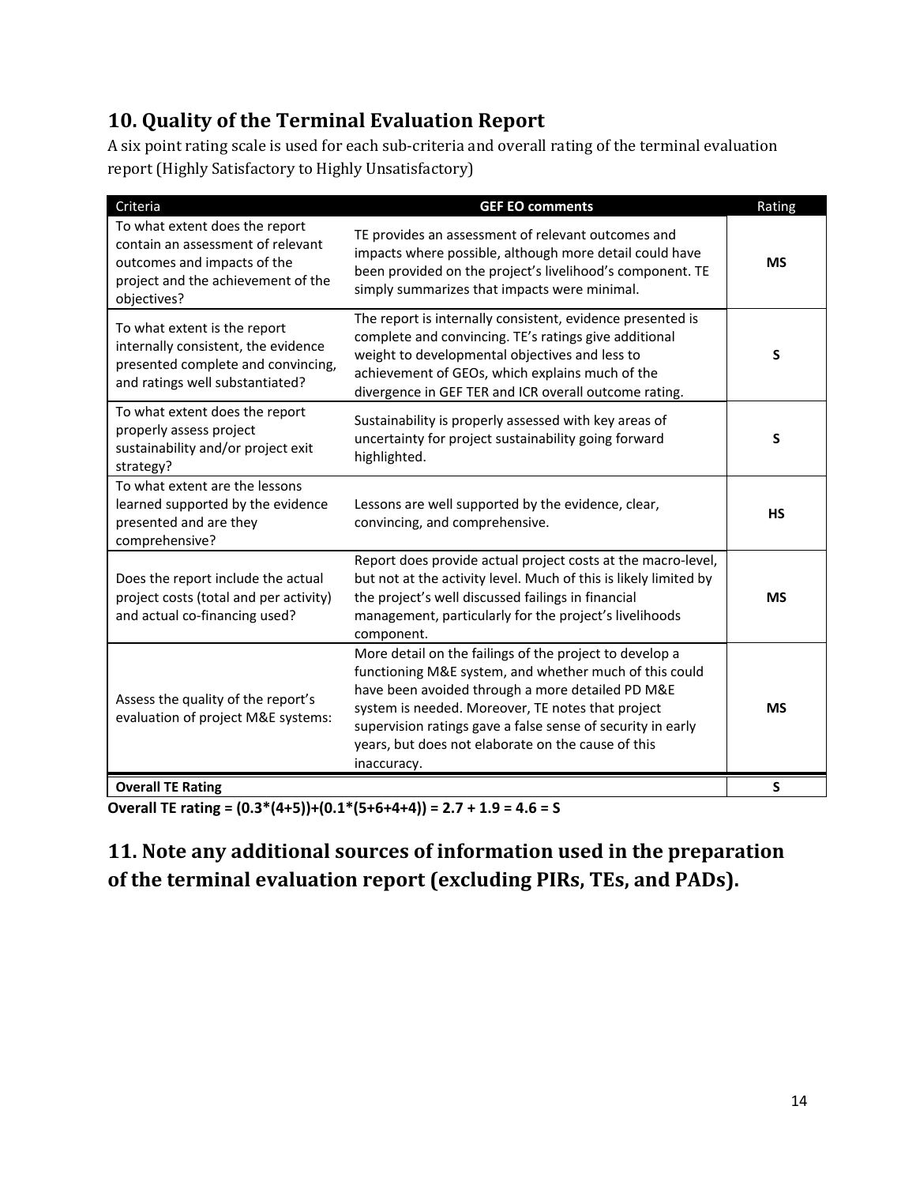## 10. Quality of the Terminal Evaluation Report

A six point rating scale is used for each sub-criteria and overall rating of the terminal evaluation report (Highly Satisfactory to Highly Unsatisfactory)

| Criteria | GEF EO comments | Rating |
|---|---|---|
| To what extent does the report contain an assessment of relevant outcomes and impacts of the project and the achievement of the objectives? | TE provides an assessment of relevant outcomes and impacts where possible, although more detail could have been provided on the project's livelihood's component. TE simply summarizes that impacts were minimal. | **MS** |
| To what extent is the report internally consistent, the evidence presented complete and convincing, and ratings well substantiated? | The report is internally consistent, evidence presented is complete and convincing. TE's ratings give additional weight to developmental objectives and less to achievement of GEOs, which explains much of the divergence in GEF TER and ICR overall outcome rating. | **S** |
| To what extent does the report properly assess project sustainability and/or project exit strategy? | Sustainability is properly assessed with key areas of uncertainty for project sustainability going forward highlighted. | **S** |
| To what extent are the lessons learned supported by the evidence presented and are they comprehensive? | Lessons are well supported by the evidence, clear, convincing, and comprehensive. | **HS** |
| Does the report include the actual project costs (total and per activity) and actual co-financing used? | Report does provide actual project costs at the macro-level, but not at the activity level. Much of this is likely limited by the project's well discussed failings in financial management, particularly for the project's livelihoods component. | **MS** |
| Assess the quality of the report's evaluation of project M&E systems: | More detail on the failings of the project to develop a functioning M&E system, and whether much of this could have been avoided through a more detailed PD M&E system is needed. Moreover, TE notes that project supervision ratings gave a false sense of security in early years, but does not elaborate on the cause of this inaccuracy. | **MS** |
| **Overall TE Rating** | | **S** |

**Overall TE rating = (0.3*(4+5))+(0.1*(5+6+4+4)) = 2.7 + 1.9 = 4.6 = S**

## 11. Note any additional sources of information used in the preparation of the terminal evaluation report (excluding PIRs, TEs, and PADs).